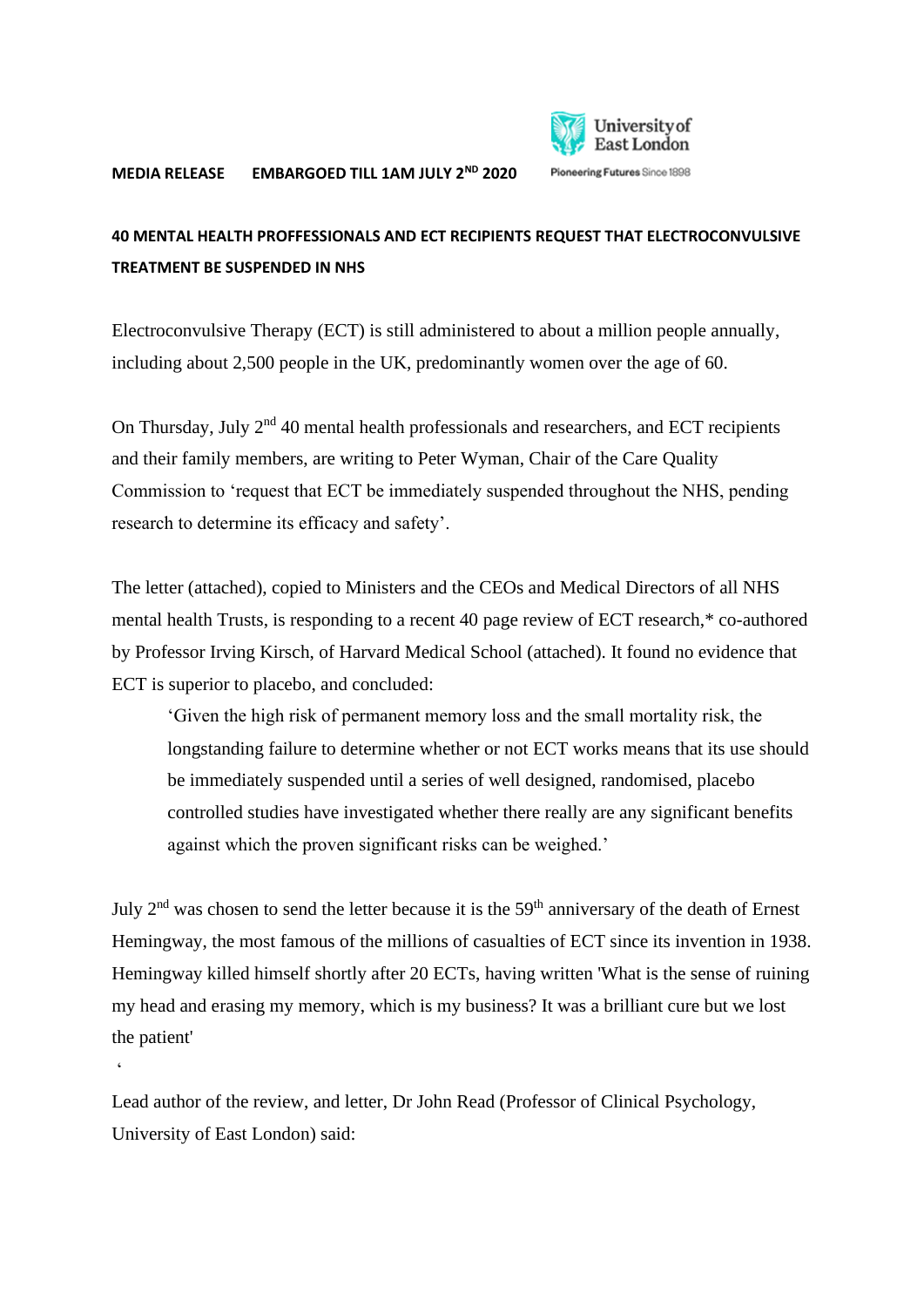University of East London

Pioneering Futures Since 1898

**MEDIA RELEASE EMBARGOED TILL 1AM JULY 2ND 2020**

**40 MENTAL HEALTH PROFFESSIONALS AND ECT RECIPIENTS REQUEST THAT ELECTROCONVULSIVE TREATMENT BE SUSPENDED IN NHS**

Electroconvulsive Therapy (ECT) is still administered to about a million people annually, including about 2,500 people in the UK, predominantly women over the age of 60.

On Thursday, July 2nd 40 mental health professionals and researchers, and ECT recipients and their family members, are writing to Peter Wyman, Chair of the Care Quality Commission to 'request that ECT be immediately suspended throughout the NHS, pending research to determine its efficacy and safety'.

The letter (attached), copied to Ministers and the CEOs and Medical Directors of all NHS mental health Trusts, is responding to a recent 40 page review of ECT research,* co-authored by Professor Irving Kirsch, of Harvard Medical School (attached). It found no evidence that ECT is superior to placebo, and concluded:

> 'Given the high risk of permanent memory loss and the small mortality risk, the longstanding failure to determine whether or not ECT works means that its use should be immediately suspended until a series of well designed, randomised, placebo controlled studies have investigated whether there really are any significant benefits against which the proven significant risks can be weighed.'

July 2nd was chosen to send the letter because it is the 59th anniversary of the death of Ernest Hemingway, the most famous of the millions of casualties of ECT since its invention in 1938. Hemingway killed himself shortly after 20 ECTs, having written 'What is the sense of ruining my head and erasing my memory, which is my business? It was a brilliant cure but we lost the patient'

'

Lead author of the review, and letter, Dr John Read (Professor of Clinical Psychology, University of East London) said: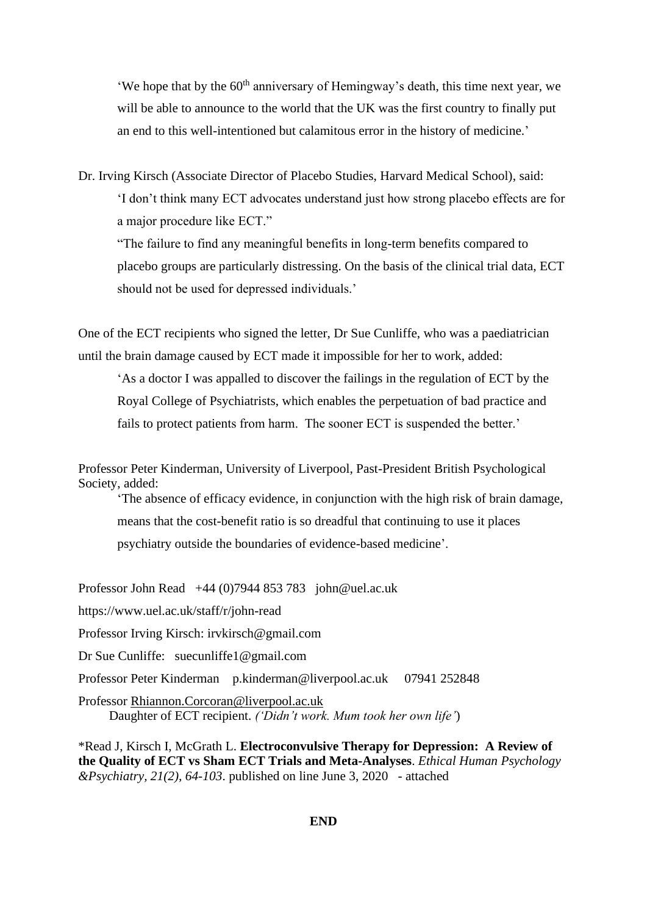> 'We hope that by the 60th anniversary of Hemingway's death, this time next year, we will be able to announce to the world that the UK was the first country to finally put an end to this well-intentioned but calamitous error in the history of medicine.'

Dr. Irving Kirsch (Associate Director of Placebo Studies, Harvard Medical School), said:

> 'I don't think many ECT advocates understand just how strong placebo effects are for a major procedure like ECT."
>
> "The failure to find any meaningful benefits in long-term benefits compared to placebo groups are particularly distressing. On the basis of the clinical trial data, ECT should not be used for depressed individuals.'

One of the ECT recipients who signed the letter, Dr Sue Cunliffe, who was a paediatrician until the brain damage caused by ECT made it impossible for her to work, added:

> 'As a doctor I was appalled to discover the failings in the regulation of ECT by the Royal College of Psychiatrists, which enables the perpetuation of bad practice and fails to protect patients from harm. The sooner ECT is suspended the better.'

Professor Peter Kinderman, University of Liverpool, Past-President British Psychological Society, added:

> 'The absence of efficacy evidence, in conjunction with the high risk of brain damage, means that the cost-benefit ratio is so dreadful that continuing to use it places psychiatry outside the boundaries of evidence-based medicine'.

Professor John Read +44 (0)7944 853 783 john@uel.ac.uk

https://www.uel.ac.uk/staff/r/john-read

Professor Irving Kirsch: irvkirsch@gmail.com

Dr Sue Cunliffe: suecunliffe1@gmail.com

Professor Peter Kinderman p.kinderman@liverpool.ac.uk 07941 252848

Professor Rhiannon.Corcoran@liverpool.ac.uk
Daughter of ECT recipient. *('Didn't work. Mum took her own life'*)

*Read J, Kirsch I, McGrath L. **Electroconvulsive Therapy for Depression: A Review of the Quality of ECT vs Sham ECT Trials and Meta-Analyses**. *Ethical Human Psychology &Psychiatry, 21(2), 64-103*. published on line June 3, 2020 - attached

**END**